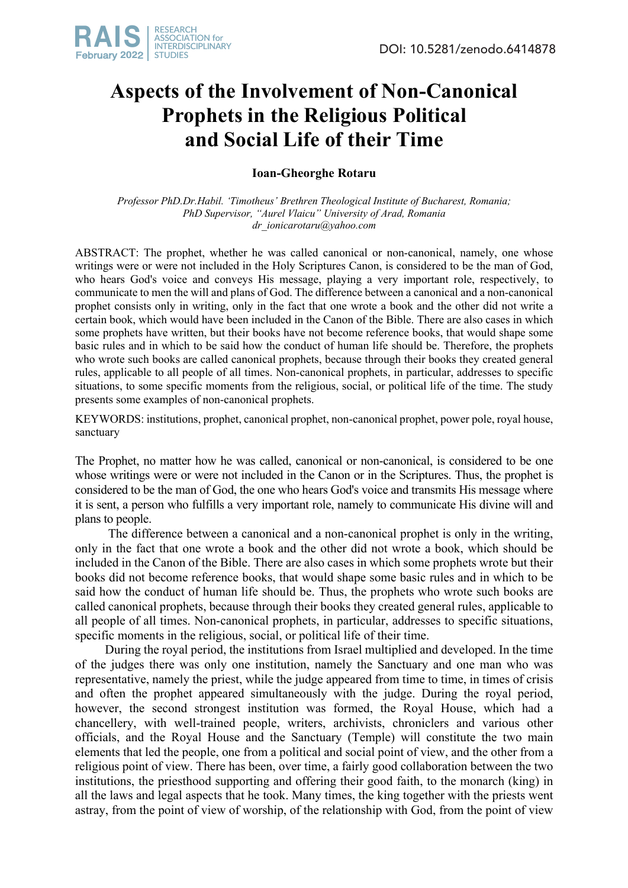DOI: 10.5281/zenodo.6414878

# Aspects of the Involvement of Non-Canonical Prophets in the Religious Political and Social Life of their Time

**Ioan-Gheorghe Rotaru**

*Professor PhD.Dr.Habil. 'Timotheus' Brethren Theological Institute of Bucharest, Romania; PhD Supervisor, "Aurel Vlaicu" University of Arad, Romania*
*dr_ionicarotaru@yahoo.com*

ABSTRACT: The prophet, whether he was called canonical or non-canonical, namely, one whose writings were or were not included in the Holy Scriptures Canon, is considered to be the man of God, who hears God's voice and conveys His message, playing a very important role, respectively, to communicate to men the will and plans of God. The difference between a canonical and a non-canonical prophet consists only in writing, only in the fact that one wrote a book and the other did not write a certain book, which would have been included in the Canon of the Bible. There are also cases in which some prophets have written, but their books have not become reference books, that would shape some basic rules and in which to be said how the conduct of human life should be. Therefore, the prophets who wrote such books are called canonical prophets, because through their books they created general rules, applicable to all people of all times. Non-canonical prophets, in particular, addresses to specific situations, to some specific moments from the religious, social, or political life of the time. The study presents some examples of non-canonical prophets.

KEYWORDS: institutions, prophet, canonical prophet, non-canonical prophet, power pole, royal house, sanctuary

The Prophet, no matter how he was called, canonical or non-canonical, is considered to be one whose writings were or were not included in the Canon or in the Scriptures. Thus, the prophet is considered to be the man of God, the one who hears God's voice and transmits His message where it is sent, a person who fulfills a very important role, namely to communicate His divine will and plans to people.

The difference between a canonical and a non-canonical prophet is only in the writing, only in the fact that one wrote a book and the other did not wrote a book, which should be included in the Canon of the Bible. There are also cases in which some prophets wrote but their books did not become reference books, that would shape some basic rules and in which to be said how the conduct of human life should be. Thus, the prophets who wrote such books are called canonical prophets, because through their books they created general rules, applicable to all people of all times. Non-canonical prophets, in particular, addresses to specific situations, specific moments in the religious, social, or political life of their time.

During the royal period, the institutions from Israel multiplied and developed. In the time of the judges there was only one institution, namely the Sanctuary and one man who was representative, namely the priest, while the judge appeared from time to time, in times of crisis and often the prophet appeared simultaneously with the judge. During the royal period, however, the second strongest institution was formed, the Royal House, which had a chancellery, with well-trained people, writers, archivists, chroniclers and various other officials, and the Royal House and the Sanctuary (Temple) will constitute the two main elements that led the people, one from a political and social point of view, and the other from a religious point of view. There has been, over time, a fairly good collaboration between the two institutions, the priesthood supporting and offering their good faith, to the monarch (king) in all the laws and legal aspects that he took. Many times, the king together with the priests went astray, from the point of view of worship, of the relationship with God, from the point of view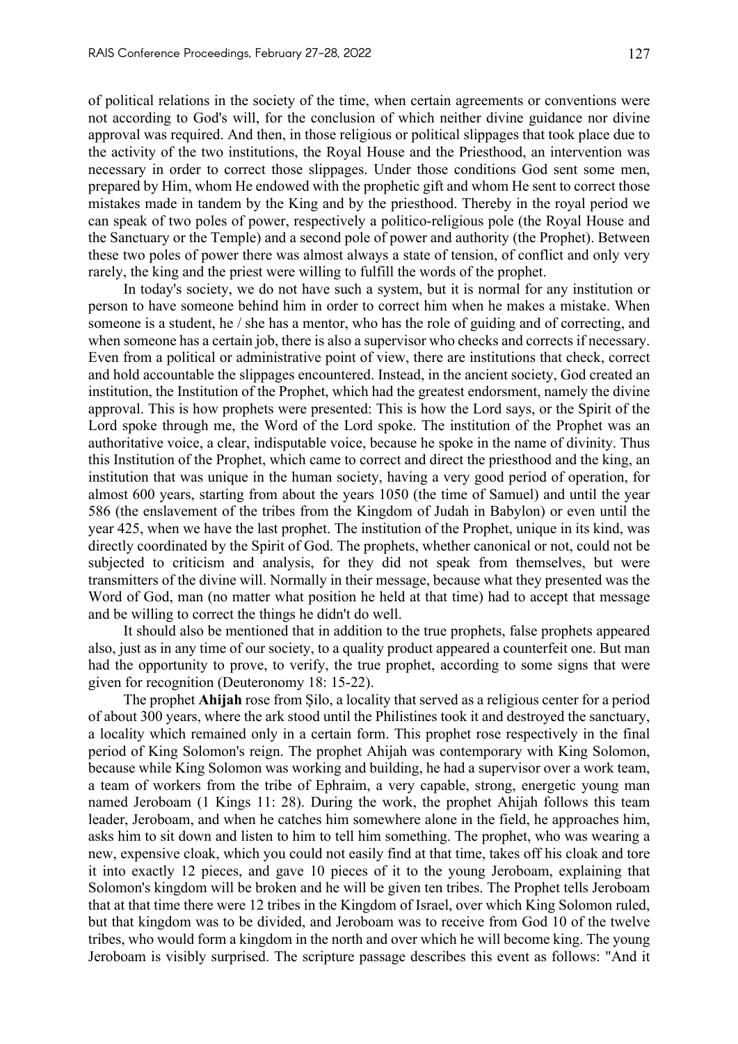of political relations in the society of the time, when certain agreements or conventions were not according to God's will, for the conclusion of which neither divine guidance nor divine approval was required. And then, in those religious or political slippages that took place due to the activity of the two institutions, the Royal House and the Priesthood, an intervention was necessary in order to correct those slippages. Under those conditions God sent some men, prepared by Him, whom He endowed with the prophetic gift and whom He sent to correct those mistakes made in tandem by the King and by the priesthood. Thereby in the royal period we can speak of two poles of power, respectively a politico-religious pole (the Royal House and the Sanctuary or the Temple) and a second pole of power and authority (the Prophet). Between these two poles of power there was almost always a state of tension, of conflict and only very rarely, the king and the priest were willing to fulfill the words of the prophet.

In today's society, we do not have such a system, but it is normal for any institution or person to have someone behind him in order to correct him when he makes a mistake. When someone is a student, he / she has a mentor, who has the role of guiding and of correcting, and when someone has a certain job, there is also a supervisor who checks and corrects if necessary. Even from a political or administrative point of view, there are institutions that check, correct and hold accountable the slippages encountered. Instead, in the ancient society, God created an institution, the Institution of the Prophet, which had the greatest endorsment, namely the divine approval. This is how prophets were presented: This is how the Lord says, or the Spirit of the Lord spoke through me, the Word of the Lord spoke. The institution of the Prophet was an authoritative voice, a clear, indisputable voice, because he spoke in the name of divinity. Thus this Institution of the Prophet, which came to correct and direct the priesthood and the king, an institution that was unique in the human society, having a very good period of operation, for almost 600 years, starting from about the years 1050 (the time of Samuel) and until the year 586 (the enslavement of the tribes from the Kingdom of Judah in Babylon) or even until the year 425, when we have the last prophet. The institution of the Prophet, unique in its kind, was directly coordinated by the Spirit of God. The prophets, whether canonical or not, could not be subjected to criticism and analysis, for they did not speak from themselves, but were transmitters of the divine will. Normally in their message, because what they presented was the Word of God, man (no matter what position he held at that time) had to accept that message and be willing to correct the things he didn't do well.

It should also be mentioned that in addition to the true prophets, false prophets appeared also, just as in any time of our society, to a quality product appeared a counterfeit one. But man had the opportunity to prove, to verify, the true prophet, according to some signs that were given for recognition (Deuteronomy 18: 15-22).

The prophet **Ahijah** rose from Șilo, a locality that served as a religious center for a period of about 300 years, where the ark stood until the Philistines took it and destroyed the sanctuary, a locality which remained only in a certain form. This prophet rose respectively in the final period of King Solomon's reign. The prophet Ahijah was contemporary with King Solomon, because while King Solomon was working and building, he had a supervisor over a work team, a team of workers from the tribe of Ephraim, a very capable, strong, energetic young man named Jeroboam (1 Kings 11: 28). During the work, the prophet Ahijah follows this team leader, Jeroboam, and when he catches him somewhere alone in the field, he approaches him, asks him to sit down and listen to him to tell him something. The prophet, who was wearing a new, expensive cloak, which you could not easily find at that time, takes off his cloak and tore it into exactly 12 pieces, and gave 10 pieces of it to the young Jeroboam, explaining that Solomon's kingdom will be broken and he will be given ten tribes. The Prophet tells Jeroboam that at that time there were 12 tribes in the Kingdom of Israel, over which King Solomon ruled, but that kingdom was to be divided, and Jeroboam was to receive from God 10 of the twelve tribes, who would form a kingdom in the north and over which he will become king. The young Jeroboam is visibly surprised. The scripture passage describes this event as follows: "And it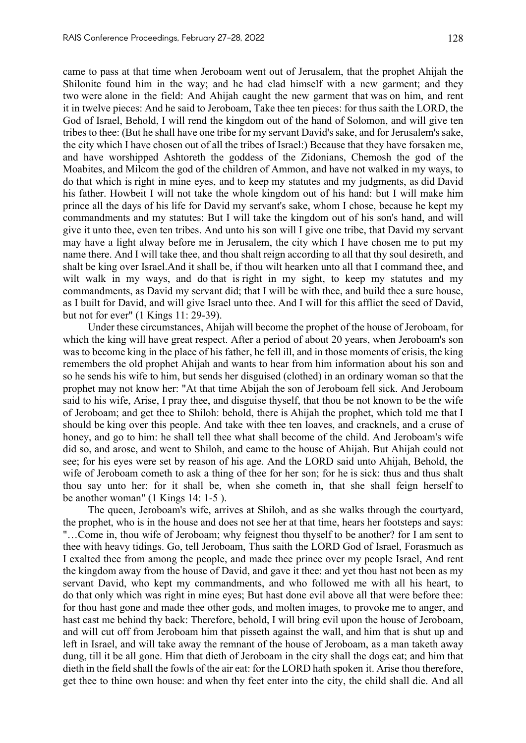came to pass at that time when Jeroboam went out of Jerusalem, that the prophet Ahijah the Shilonite found him in the way; and he had clad himself with a new garment; and they two were alone in the field: And Ahijah caught the new garment that was on him, and rent it in twelve pieces: And he said to Jeroboam, Take thee ten pieces: for thus saith the LORD, the God of Israel, Behold, I will rend the kingdom out of the hand of Solomon, and will give ten tribes to thee: (But he shall have one tribe for my servant David's sake, and for Jerusalem's sake, the city which I have chosen out of all the tribes of Israel:) Because that they have forsaken me, and have worshipped Ashtoreth the goddess of the Zidonians, Chemosh the god of the Moabites, and Milcom the god of the children of Ammon, and have not walked in my ways, to do that which is right in mine eyes, and to keep my statutes and my judgments, as did David his father. Howbeit I will not take the whole kingdom out of his hand: but I will make him prince all the days of his life for David my servant's sake, whom I chose, because he kept my commandments and my statutes: But I will take the kingdom out of his son's hand, and will give it unto thee, even ten tribes. And unto his son will I give one tribe, that David my servant may have a light alway before me in Jerusalem, the city which I have chosen me to put my name there. And I will take thee, and thou shalt reign according to all that thy soul desireth, and shalt be king over Israel.And it shall be, if thou wilt hearken unto all that I command thee, and wilt walk in my ways, and do that is right in my sight, to keep my statutes and my commandments, as David my servant did; that I will be with thee, and build thee a sure house, as I built for David, and will give Israel unto thee. And I will for this afflict the seed of David, but not for ever" (1 Kings 11: 29-39).

Under these circumstances, Ahijah will become the prophet of the house of Jeroboam, for which the king will have great respect. After a period of about 20 years, when Jeroboam's son was to become king in the place of his father, he fell ill, and in those moments of crisis, the king remembers the old prophet Ahijah and wants to hear from him information about his son and so he sends his wife to him, but sends her disguised (clothed) in an ordinary woman so that the prophet may not know her: "At that time Abijah the son of Jeroboam fell sick. And Jeroboam said to his wife, Arise, I pray thee, and disguise thyself, that thou be not known to be the wife of Jeroboam; and get thee to Shiloh: behold, there is Ahijah the prophet, which told me that I should be king over this people. And take with thee ten loaves, and cracknels, and a cruse of honey, and go to him: he shall tell thee what shall become of the child. And Jeroboam's wife did so, and arose, and went to Shiloh, and came to the house of Ahijah. But Ahijah could not see; for his eyes were set by reason of his age. And the LORD said unto Ahijah, Behold, the wife of Jeroboam cometh to ask a thing of thee for her son; for he is sick: thus and thus shalt thou say unto her: for it shall be, when she cometh in, that she shall feign herself to be another woman" (1 Kings 14: 1-5 ).

The queen, Jeroboam's wife, arrives at Shiloh, and as she walks through the courtyard, the prophet, who is in the house and does not see her at that time, hears her footsteps and says: "…Come in, thou wife of Jeroboam; why feignest thou thyself to be another? for I am sent to thee with heavy tidings. Go, tell Jeroboam, Thus saith the LORD God of Israel, Forasmuch as I exalted thee from among the people, and made thee prince over my people Israel, And rent the kingdom away from the house of David, and gave it thee: and yet thou hast not been as my servant David, who kept my commandments, and who followed me with all his heart, to do that only which was right in mine eyes; But hast done evil above all that were before thee: for thou hast gone and made thee other gods, and molten images, to provoke me to anger, and hast cast me behind thy back: Therefore, behold, I will bring evil upon the house of Jeroboam, and will cut off from Jeroboam him that pisseth against the wall, and him that is shut up and left in Israel, and will take away the remnant of the house of Jeroboam, as a man taketh away dung, till it be all gone. Him that dieth of Jeroboam in the city shall the dogs eat; and him that dieth in the field shall the fowls of the air eat: for the LORD hath spoken it. Arise thou therefore, get thee to thine own house: and when thy feet enter into the city, the child shall die. And all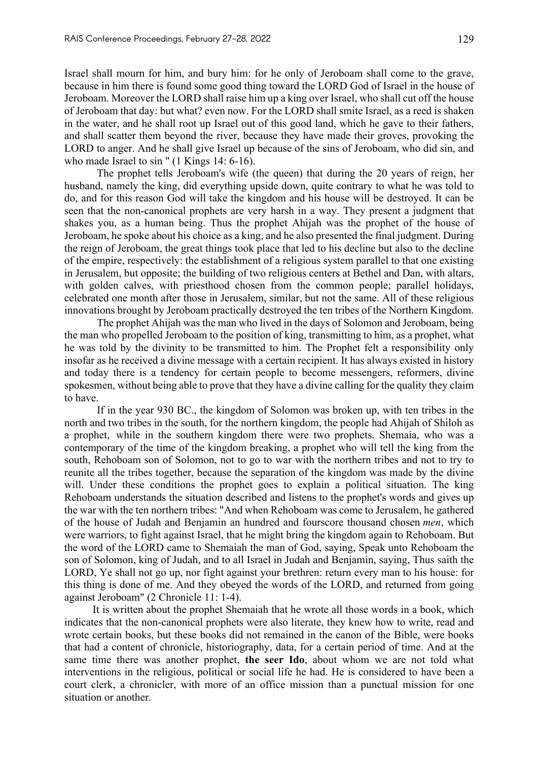Israel shall mourn for him, and bury him: for he only of Jeroboam shall come to the grave, because in him there is found some good thing toward the LORD God of Israel in the house of Jeroboam. Moreover the LORD shall raise him up a king over Israel, who shall cut off the house of Jeroboam that day: but what? even now. For the LORD shall smite Israel, as a reed is shaken in the water, and he shall root up Israel out of this good land, which he gave to their fathers, and shall scatter them beyond the river, because they have made their groves, provoking the LORD to anger. And he shall give Israel up because of the sins of Jeroboam, who did sin, and who made Israel to sin " (1 Kings 14: 6-16).

The prophet tells Jeroboam's wife (the queen) that during the 20 years of reign, her husband, namely the king, did everything upside down, quite contrary to what he was told to do, and for this reason God will take the kingdom and his house will be destroyed. It can be seen that the non-canonical prophets are very harsh in a way. They present a judgment that shakes you, as a human being. Thus the prophet Ahijah was the prophet of the house of Jeroboam, he spoke about his choice as a king, and he also presented the final judgment. During the reign of Jeroboam, the great things took place that led to his decline but also to the decline of the empire, respectively: the establishment of a religious system parallel to that one existing in Jerusalem, but opposite; the building of two religious centers at Bethel and Dan, with altars, with golden calves, with priesthood chosen from the common people; parallel holidays, celebrated one month after those in Jerusalem, similar, but not the same. All of these religious innovations brought by Jeroboam practically destroyed the ten tribes of the Northern Kingdom.

The prophet Ahijah was the man who lived in the days of Solomon and Jeroboam, being the man who propelled Jeroboam to the position of king, transmitting to him, as a prophet, what he was told by the divinity to be transmitted to him. The Prophet felt a responsibility only insofar as he received a divine message with a certain recipient. It has always existed in history and today there is a tendency for certain people to become messengers, reformers, divine spokesmen, without being able to prove that they have a divine calling for the quality they claim to have.

If in the year 930 BC., the kingdom of Solomon was broken up, with ten tribes in the north and two tribes in the south, for the northern kingdom, the people had Ahijah of Shiloh as a prophet, while in the southern kingdom there were two prophets. Shemaia, who was a contemporary of the time of the kingdom breaking, a prophet who will tell the king from the south, Rehoboam son of Solomon, not to go to war with the northern tribes and not to try to reunite all the tribes together, because the separation of the kingdom was made by the divine will. Under these conditions the prophet goes to explain a political situation. The king Rehoboam understands the situation described and listens to the prophet's words and gives up the war with the ten northern tribes: "And when Rehoboam was come to Jerusalem, he gathered of the house of Judah and Benjamin an hundred and fourscore thousand chosen *men*, which were warriors, to fight against Israel, that he might bring the kingdom again to Rehoboam. But the word of the LORD came to Shemaiah the man of God, saying, Speak unto Rehoboam the son of Solomon, king of Judah, and to all Israel in Judah and Benjamin, saying, Thus saith the LORD, Ye shall not go up, nor fight against your brethren: return every man to his house: for this thing is done of me. And they obeyed the words of the LORD, and returned from going against Jeroboam" (2 Chronicle 11: 1-4).

It is written about the prophet Shemaiah that he wrote all those words in a book, which indicates that the non-canonical prophets were also literate, they knew how to write, read and wrote certain books, but these books did not remained in the canon of the Bible, were books that had a content of chronicle, historiography, data, for a certain period of time. And at the same time there was another prophet, **the seer Ido**, about whom we are not told what interventions in the religious, political or social life he had. He is considered to have been a court clerk, a chronicler, with more of an office mission than a punctual mission for one situation or another.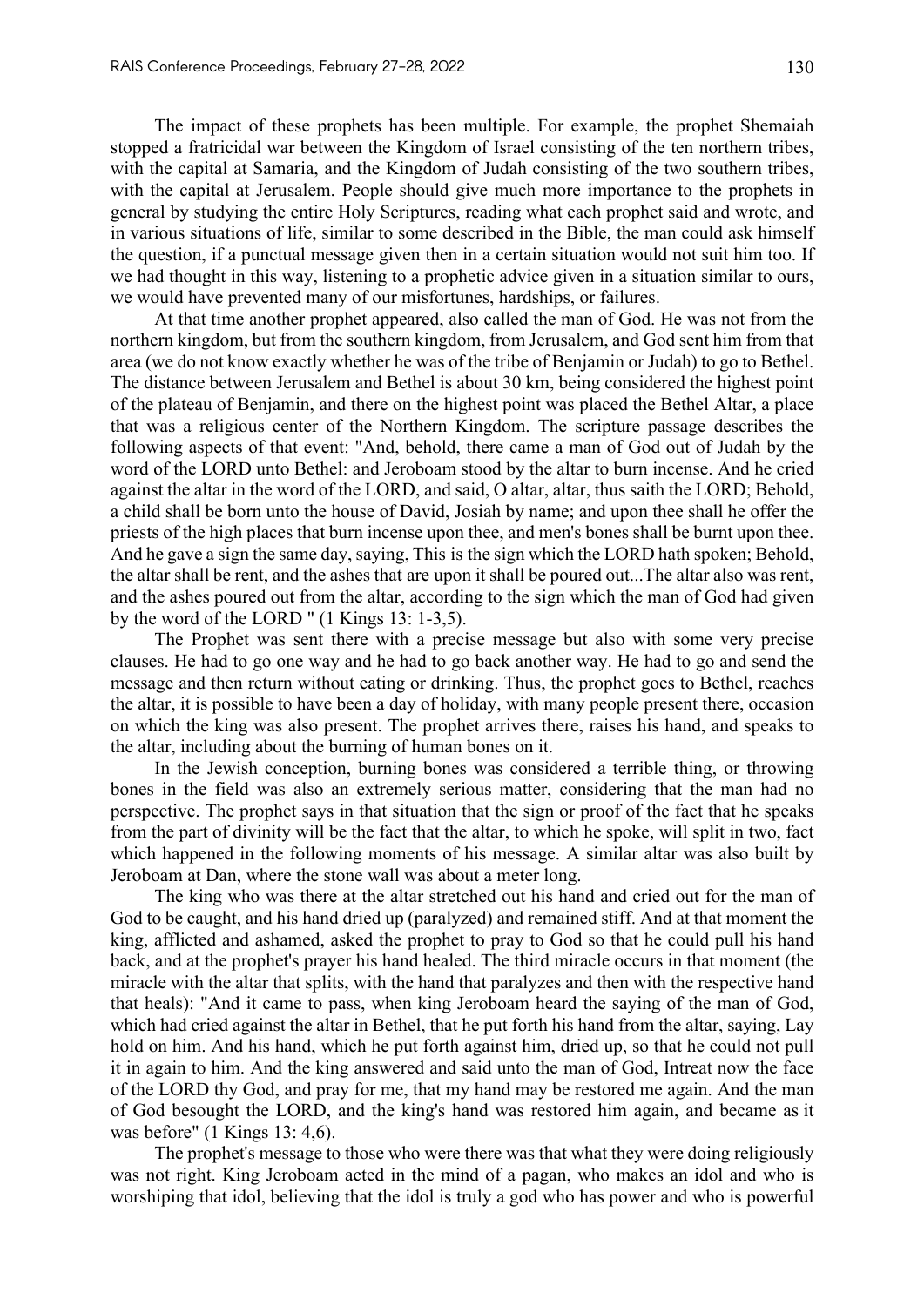The impact of these prophets has been multiple. For example, the prophet Shemaiah stopped a fratricidal war between the Kingdom of Israel consisting of the ten northern tribes, with the capital at Samaria, and the Kingdom of Judah consisting of the two southern tribes, with the capital at Jerusalem. People should give much more importance to the prophets in general by studying the entire Holy Scriptures, reading what each prophet said and wrote, and in various situations of life, similar to some described in the Bible, the man could ask himself the question, if a punctual message given then in a certain situation would not suit him too. If we had thought in this way, listening to a prophetic advice given in a situation similar to ours, we would have prevented many of our misfortunes, hardships, or failures.

At that time another prophet appeared, also called the man of God. He was not from the northern kingdom, but from the southern kingdom, from Jerusalem, and God sent him from that area (we do not know exactly whether he was of the tribe of Benjamin or Judah) to go to Bethel. The distance between Jerusalem and Bethel is about 30 km, being considered the highest point of the plateau of Benjamin, and there on the highest point was placed the Bethel Altar, a place that was a religious center of the Northern Kingdom. The scripture passage describes the following aspects of that event: "And, behold, there came a man of God out of Judah by the word of the LORD unto Bethel: and Jeroboam stood by the altar to burn incense. And he cried against the altar in the word of the LORD, and said, O altar, altar, thus saith the LORD; Behold, a child shall be born unto the house of David, Josiah by name; and upon thee shall he offer the priests of the high places that burn incense upon thee, and men's bones shall be burnt upon thee. And he gave a sign the same day, saying, This is the sign which the LORD hath spoken; Behold, the altar shall be rent, and the ashes that are upon it shall be poured out...The altar also was rent, and the ashes poured out from the altar, according to the sign which the man of God had given by the word of the LORD " (1 Kings 13: 1-3,5).

The Prophet was sent there with a precise message but also with some very precise clauses. He had to go one way and he had to go back another way. He had to go and send the message and then return without eating or drinking. Thus, the prophet goes to Bethel, reaches the altar, it is possible to have been a day of holiday, with many people present there, occasion on which the king was also present. The prophet arrives there, raises his hand, and speaks to the altar, including about the burning of human bones on it.

In the Jewish conception, burning bones was considered a terrible thing, or throwing bones in the field was also an extremely serious matter, considering that the man had no perspective. The prophet says in that situation that the sign or proof of the fact that he speaks from the part of divinity will be the fact that the altar, to which he spoke, will split in two, fact which happened in the following moments of his message. A similar altar was also built by Jeroboam at Dan, where the stone wall was about a meter long.

The king who was there at the altar stretched out his hand and cried out for the man of God to be caught, and his hand dried up (paralyzed) and remained stiff. And at that moment the king, afflicted and ashamed, asked the prophet to pray to God so that he could pull his hand back, and at the prophet's prayer his hand healed. The third miracle occurs in that moment (the miracle with the altar that splits, with the hand that paralyzes and then with the respective hand that heals): "And it came to pass, when king Jeroboam heard the saying of the man of God, which had cried against the altar in Bethel, that he put forth his hand from the altar, saying, Lay hold on him. And his hand, which he put forth against him, dried up, so that he could not pull it in again to him. And the king answered and said unto the man of God, Intreat now the face of the LORD thy God, and pray for me, that my hand may be restored me again. And the man of God besought the LORD, and the king's hand was restored him again, and became as it was before" (1 Kings 13: 4,6).

The prophet's message to those who were there was that what they were doing religiously was not right. King Jeroboam acted in the mind of a pagan, who makes an idol and who is worshiping that idol, believing that the idol is truly a god who has power and who is powerful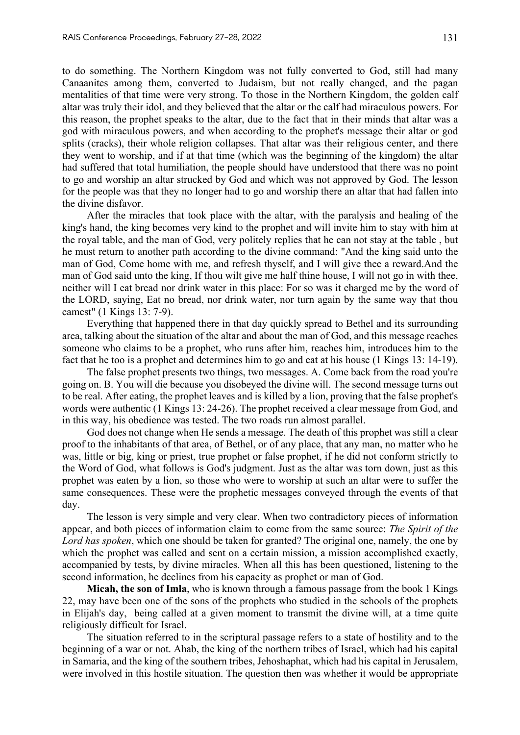to do something. The Northern Kingdom was not fully converted to God, still had many Canaanites among them, converted to Judaism, but not really changed, and the pagan mentalities of that time were very strong. To those in the Northern Kingdom, the golden calf altar was truly their idol, and they believed that the altar or the calf had miraculous powers. For this reason, the prophet speaks to the altar, due to the fact that in their minds that altar was a god with miraculous powers, and when according to the prophet's message their altar or god splits (cracks), their whole religion collapses. That altar was their religious center, and there they went to worship, and if at that time (which was the beginning of the kingdom) the altar had suffered that total humiliation, the people should have understood that there was no point to go and worship an altar strucked by God and which was not approved by God. The lesson for the people was that they no longer had to go and worship there an altar that had fallen into the divine disfavor.

After the miracles that took place with the altar, with the paralysis and healing of the king's hand, the king becomes very kind to the prophet and will invite him to stay with him at the royal table, and the man of God, very politely replies that he can not stay at the table , but he must return to another path according to the divine command: "And the king said unto the man of God, Come home with me, and refresh thyself, and I will give thee a reward.And the man of God said unto the king, If thou wilt give me half thine house, I will not go in with thee, neither will I eat bread nor drink water in this place: For so was it charged me by the word of the LORD, saying, Eat no bread, nor drink water, nor turn again by the same way that thou camest" (1 Kings 13: 7-9).

Everything that happened there in that day quickly spread to Bethel and its surrounding area, talking about the situation of the altar and about the man of God, and this message reaches someone who claims to be a prophet, who runs after him, reaches him, introduces him to the fact that he too is a prophet and determines him to go and eat at his house (1 Kings 13: 14-19).

The false prophet presents two things, two messages. A. Come back from the road you're going on. B. You will die because you disobeyed the divine will. The second message turns out to be real. After eating, the prophet leaves and is killed by a lion, proving that the false prophet's words were authentic (1 Kings 13: 24-26). The prophet received a clear message from God, and in this way, his obedience was tested. The two roads run almost parallel.

God does not change when He sends a message. The death of this prophet was still a clear proof to the inhabitants of that area, of Bethel, or of any place, that any man, no matter who he was, little or big, king or priest, true prophet or false prophet, if he did not conform strictly to the Word of God, what follows is God's judgment. Just as the altar was torn down, just as this prophet was eaten by a lion, so those who were to worship at such an altar were to suffer the same consequences. These were the prophetic messages conveyed through the events of that day.

The lesson is very simple and very clear. When two contradictory pieces of information appear, and both pieces of information claim to come from the same source: *The Spirit of the Lord has spoken*, which one should be taken for granted? The original one, namely, the one by which the prophet was called and sent on a certain mission, a mission accomplished exactly, accompanied by tests, by divine miracles. When all this has been questioned, listening to the second information, he declines from his capacity as prophet or man of God.

**Micah, the son of Imla**, who is known through a famous passage from the book 1 Kings 22, may have been one of the sons of the prophets who studied in the schools of the prophets in Elijah's day, being called at a given moment to transmit the divine will, at a time quite religiously difficult for Israel.

The situation referred to in the scriptural passage refers to a state of hostility and to the beginning of a war or not. Ahab, the king of the northern tribes of Israel, which had his capital in Samaria, and the king of the southern tribes, Jehoshaphat, which had his capital in Jerusalem, were involved in this hostile situation. The question then was whether it would be appropriate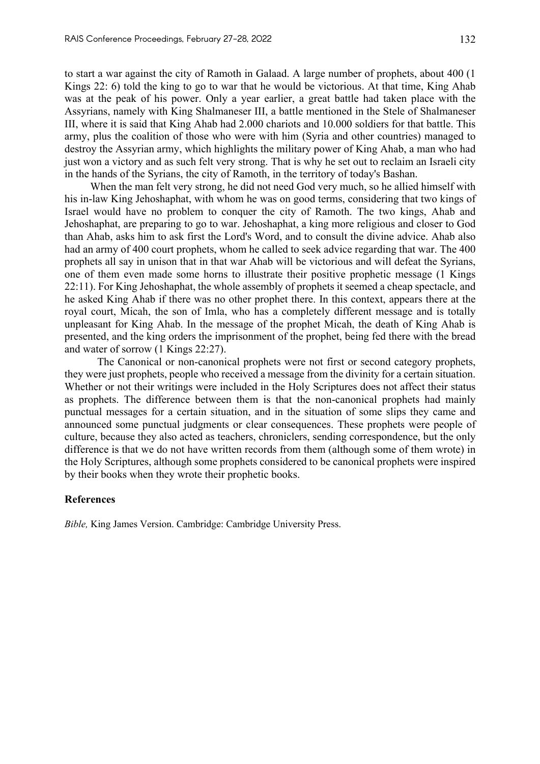to start a war against the city of Ramoth in Galaad. A large number of prophets, about 400 (1 Kings 22: 6) told the king to go to war that he would be victorious. At that time, King Ahab was at the peak of his power. Only a year earlier, a great battle had taken place with the Assyrians, namely with King Shalmaneser III, a battle mentioned in the Stele of Shalmaneser III, where it is said that King Ahab had 2.000 chariots and 10.000 soldiers for that battle. This army, plus the coalition of those who were with him (Syria and other countries) managed to destroy the Assyrian army, which highlights the military power of King Ahab, a man who had just won a victory and as such felt very strong. That is why he set out to reclaim an Israeli city in the hands of the Syrians, the city of Ramoth, in the territory of today's Bashan.

When the man felt very strong, he did not need God very much, so he allied himself with his in-law King Jehoshaphat, with whom he was on good terms, considering that two kings of Israel would have no problem to conquer the city of Ramoth. The two kings, Ahab and Jehoshaphat, are preparing to go to war. Jehoshaphat, a king more religious and closer to God than Ahab, asks him to ask first the Lord's Word, and to consult the divine advice. Ahab also had an army of 400 court prophets, whom he called to seek advice regarding that war. The 400 prophets all say in unison that in that war Ahab will be victorious and will defeat the Syrians, one of them even made some horns to illustrate their positive prophetic message (1 Kings 22:11). For King Jehoshaphat, the whole assembly of prophets it seemed a cheap spectacle, and he asked King Ahab if there was no other prophet there. In this context, appears there at the royal court, Micah, the son of Imla, who has a completely different message and is totally unpleasant for King Ahab. In the message of the prophet Micah, the death of King Ahab is presented, and the king orders the imprisonment of the prophet, being fed there with the bread and water of sorrow (1 Kings 22:27).

The Canonical or non-canonical prophets were not first or second category prophets, they were just prophets, people who received a message from the divinity for a certain situation. Whether or not their writings were included in the Holy Scriptures does not affect their status as prophets. The difference between them is that the non-canonical prophets had mainly punctual messages for a certain situation, and in the situation of some slips they came and announced some punctual judgments or clear consequences. These prophets were people of culture, because they also acted as teachers, chroniclers, sending correspondence, but the only difference is that we do not have written records from them (although some of them wrote) in the Holy Scriptures, although some prophets considered to be canonical prophets were inspired by their books when they wrote their prophetic books.

## References

*Bible,* King James Version. Cambridge: Cambridge University Press.